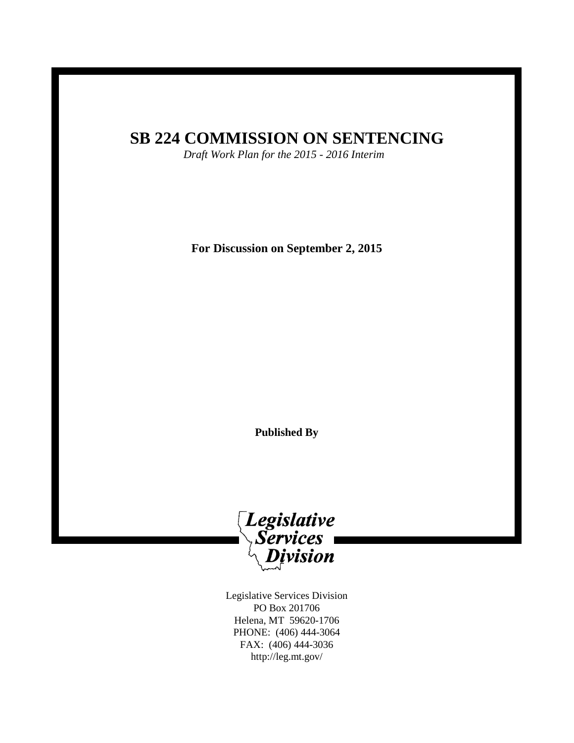# SB 224 COMMISSION ON SENTENCING

*Draft Work Plan for the 2015 - 2016 Interim*

**For Discussion on September 2, 2015**

**Published By**

Legislative Services Division

Legislative Services Division
PO Box 201706
Helena, MT 59620-1706
PHONE: (406) 444-3064
FAX: (406) 444-3036
http://leg.mt.gov/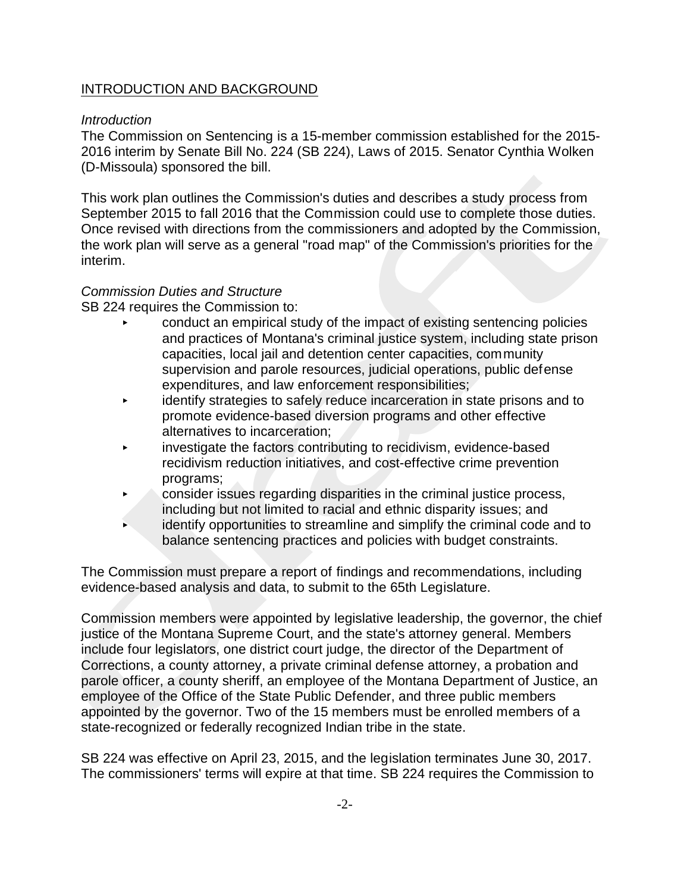## INTRODUCTION AND BACKGROUND

*Introduction*

The Commission on Sentencing is a 15-member commission established for the 2015-2016 interim by Senate Bill No. 224 (SB 224), Laws of 2015. Senator Cynthia Wolken (D-Missoula) sponsored the bill.

This work plan outlines the Commission's duties and describes a study process from September 2015 to fall 2016 that the Commission could use to complete those duties. Once revised with directions from the commissioners and adopted by the Commission, the work plan will serve as a general "road map" of the Commission's priorities for the interim.

*Commission Duties and Structure*

SB 224 requires the Commission to:

- conduct an empirical study of the impact of existing sentencing policies and practices of Montana's criminal justice system, including state prison capacities, local jail and detention center capacities, community supervision and parole resources, judicial operations, public defense expenditures, and law enforcement responsibilities;
- identify strategies to safely reduce incarceration in state prisons and to promote evidence-based diversion programs and other effective alternatives to incarceration;
- investigate the factors contributing to recidivism, evidence-based recidivism reduction initiatives, and cost-effective crime prevention programs;
- consider issues regarding disparities in the criminal justice process, including but not limited to racial and ethnic disparity issues; and
- identify opportunities to streamline and simplify the criminal code and to balance sentencing practices and policies with budget constraints.

The Commission must prepare a report of findings and recommendations, including evidence-based analysis and data, to submit to the 65th Legislature.

Commission members were appointed by legislative leadership, the governor, the chief justice of the Montana Supreme Court, and the state's attorney general. Members include four legislators, one district court judge, the director of the Department of Corrections, a county attorney, a private criminal defense attorney, a probation and parole officer, a county sheriff, an employee of the Montana Department of Justice, an employee of the Office of the State Public Defender, and three public members appointed by the governor. Two of the 15 members must be enrolled members of a state-recognized or federally recognized Indian tribe in the state.

SB 224 was effective on April 23, 2015, and the legislation terminates June 30, 2017. The commissioners' terms will expire at that time. SB 224 requires the Commission to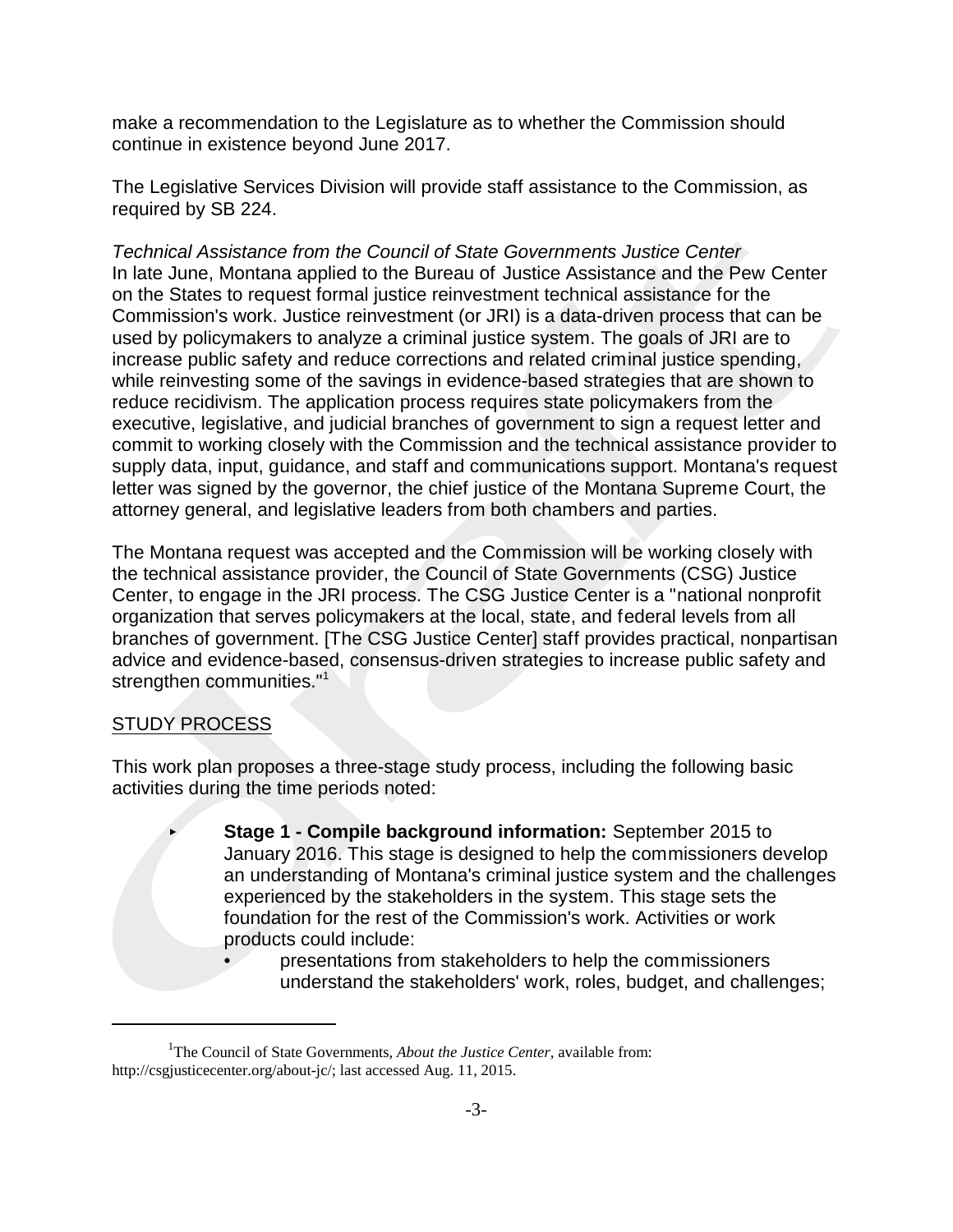make a recommendation to the Legislature as to whether the Commission should continue in existence beyond June 2017.

The Legislative Services Division will provide staff assistance to the Commission, as required by SB 224.

*Technical Assistance from the Council of State Governments Justice Center*
In late June, Montana applied to the Bureau of Justice Assistance and the Pew Center on the States to request formal justice reinvestment technical assistance for the Commission's work. Justice reinvestment (or JRI) is a data-driven process that can be used by policymakers to analyze a criminal justice system. The goals of JRI are to increase public safety and reduce corrections and related criminal justice spending, while reinvesting some of the savings in evidence-based strategies that are shown to reduce recidivism. The application process requires state policymakers from the executive, legislative, and judicial branches of government to sign a request letter and commit to working closely with the Commission and the technical assistance provider to supply data, input, guidance, and staff and communications support. Montana's request letter was signed by the governor, the chief justice of the Montana Supreme Court, the attorney general, and legislative leaders from both chambers and parties.

The Montana request was accepted and the Commission will be working closely with the technical assistance provider, the Council of State Governments (CSG) Justice Center, to engage in the JRI process. The CSG Justice Center is a "national nonprofit organization that serves policymakers at the local, state, and federal levels from all branches of government. [The CSG Justice Center] staff provides practical, nonpartisan advice and evidence-based, consensus-driven strategies to increase public safety and strengthen communities."[1]

## STUDY PROCESS

This work plan proposes a three-stage study process, including the following basic activities during the time periods noted:

- **Stage 1 - Compile background information:** September 2015 to January 2016. This stage is designed to help the commissioners develop an understanding of Montana's criminal justice system and the challenges experienced by the stakeholders in the system. This stage sets the foundation for the rest of the Commission's work. Activities or work products could include:
  - presentations from stakeholders to help the commissioners understand the stakeholders' work, roles, budget, and challenges;

[1] The Council of State Governments, *About the Justice Center*, available from: http://csgjusticecenter.org/about-jc/; last accessed Aug. 11, 2015.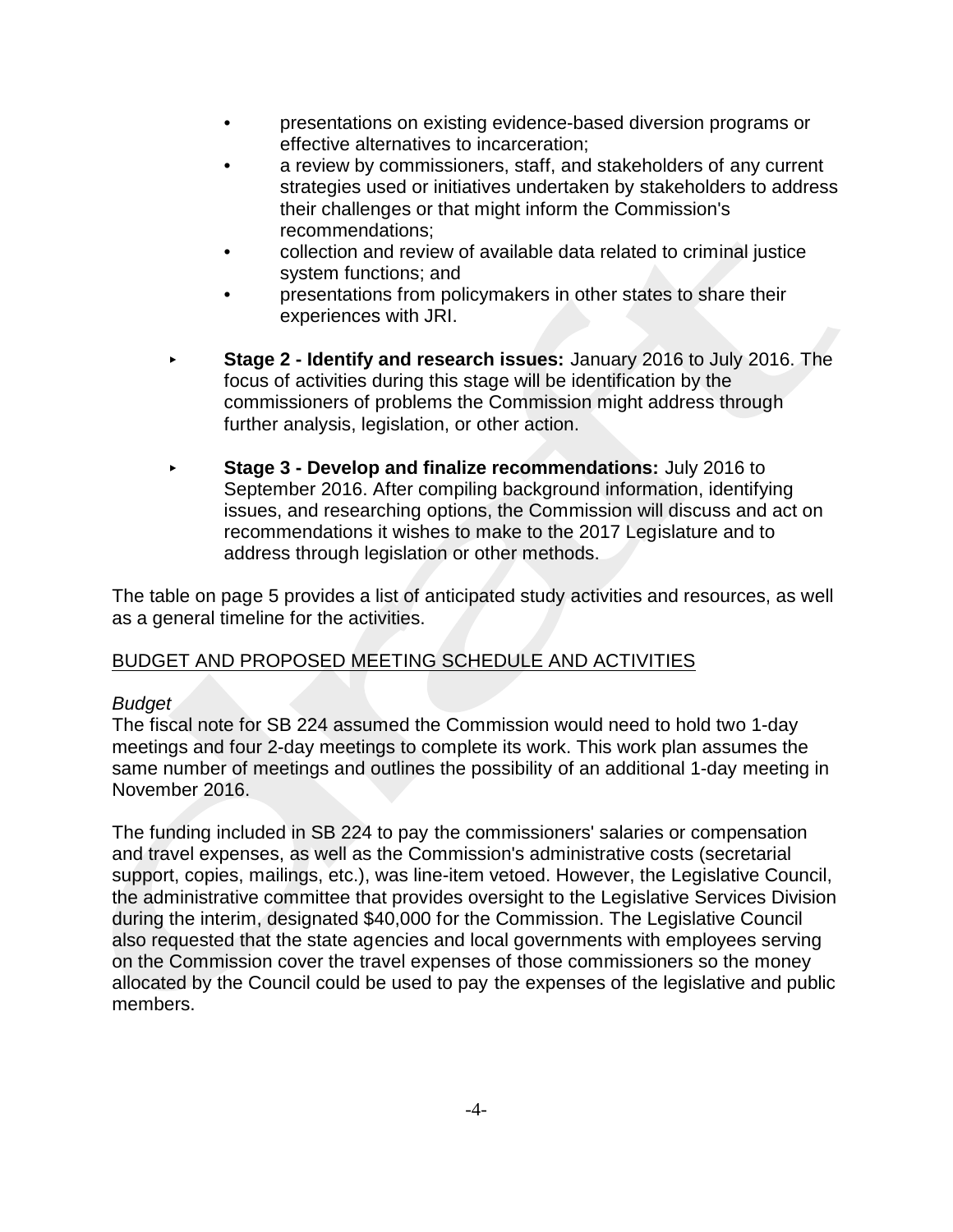- presentations on existing evidence-based diversion programs or effective alternatives to incarceration;
   - a review by commissioners, staff, and stakeholders of any current strategies used or initiatives undertaken by stakeholders to address their challenges or that might inform the Commission's recommendations;
   - collection and review of available data related to criminal justice system functions; and
   - presentations from policymakers in other states to share their experiences with JRI.

- **Stage 2 - Identify and research issues:** January 2016 to July 2016. The focus of activities during this stage will be identification by the commissioners of problems the Commission might address through further analysis, legislation, or other action.

- **Stage 3 - Develop and finalize recommendations:** July 2016 to September 2016. After compiling background information, identifying issues, and researching options, the Commission will discuss and act on recommendations it wishes to make to the 2017 Legislature and to address through legislation or other methods.

The table on page 5 provides a list of anticipated study activities and resources, as well as a general timeline for the activities.

## BUDGET AND PROPOSED MEETING SCHEDULE AND ACTIVITIES

*Budget*

The fiscal note for SB 224 assumed the Commission would need to hold two 1-day meetings and four 2-day meetings to complete its work. This work plan assumes the same number of meetings and outlines the possibility of an additional 1-day meeting in November 2016.

The funding included in SB 224 to pay the commissioners' salaries or compensation and travel expenses, as well as the Commission's administrative costs (secretarial support, copies, mailings, etc.), was line-item vetoed. However, the Legislative Council, the administrative committee that provides oversight to the Legislative Services Division during the interim, designated $40,000 for the Commission. The Legislative Council also requested that the state agencies and local governments with employees serving on the Commission cover the travel expenses of those commissioners so the money allocated by the Council could be used to pay the expenses of the legislative and public members.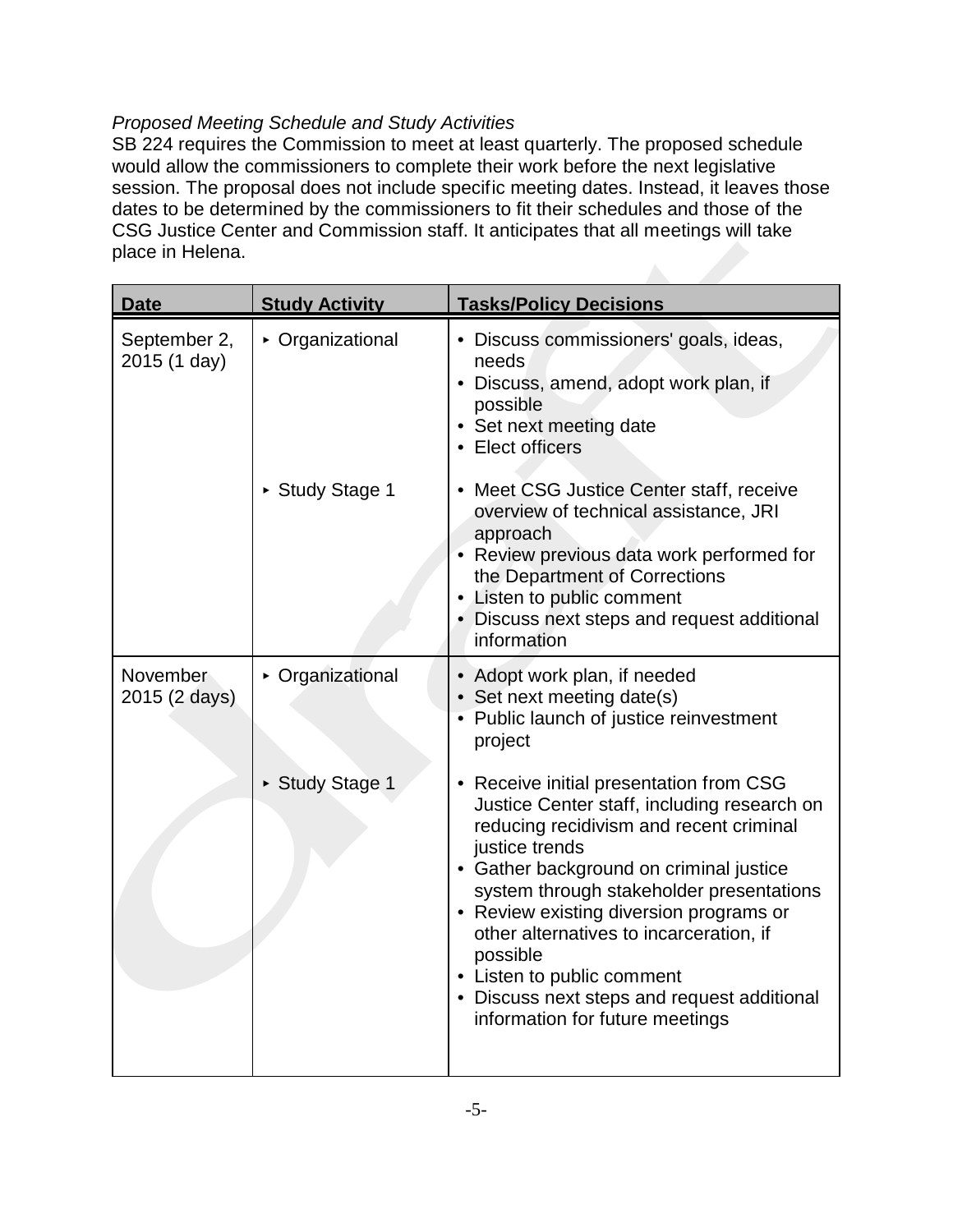*Proposed Meeting Schedule and Study Activities*

SB 224 requires the Commission to meet at least quarterly. The proposed schedule would allow the commissioners to complete their work before the next legislative session. The proposal does not include specific meeting dates. Instead, it leaves those dates to be determined by the commissioners to fit their schedules and those of the CSG Justice Center and Commission staff. It anticipates that all meetings will take place in Helena.

| Date | Study Activity | Tasks/Policy Decisions |
|---|---|---|
| September 2, 2015 (1 day) | ▸ Organizational | • Discuss commissioners' goals, ideas, needs<br>• Discuss, amend, adopt work plan, if possible<br>• Set next meeting date<br>• Elect officers |
| | ▸ Study Stage 1 | • Meet CSG Justice Center staff, receive overview of technical assistance, JRI approach<br>• Review previous data work performed for the Department of Corrections<br>• Listen to public comment<br>• Discuss next steps and request additional information |
| November 2015 (2 days) | ▸ Organizational | • Adopt work plan, if needed<br>• Set next meeting date(s)<br>• Public launch of justice reinvestment project |
| | ▸ Study Stage 1 | • Receive initial presentation from CSG Justice Center staff, including research on reducing recidivism and recent criminal justice trends<br>• Gather background on criminal justice system through stakeholder presentations<br>• Review existing diversion programs or other alternatives to incarceration, if possible<br>• Listen to public comment<br>• Discuss next steps and request additional information for future meetings |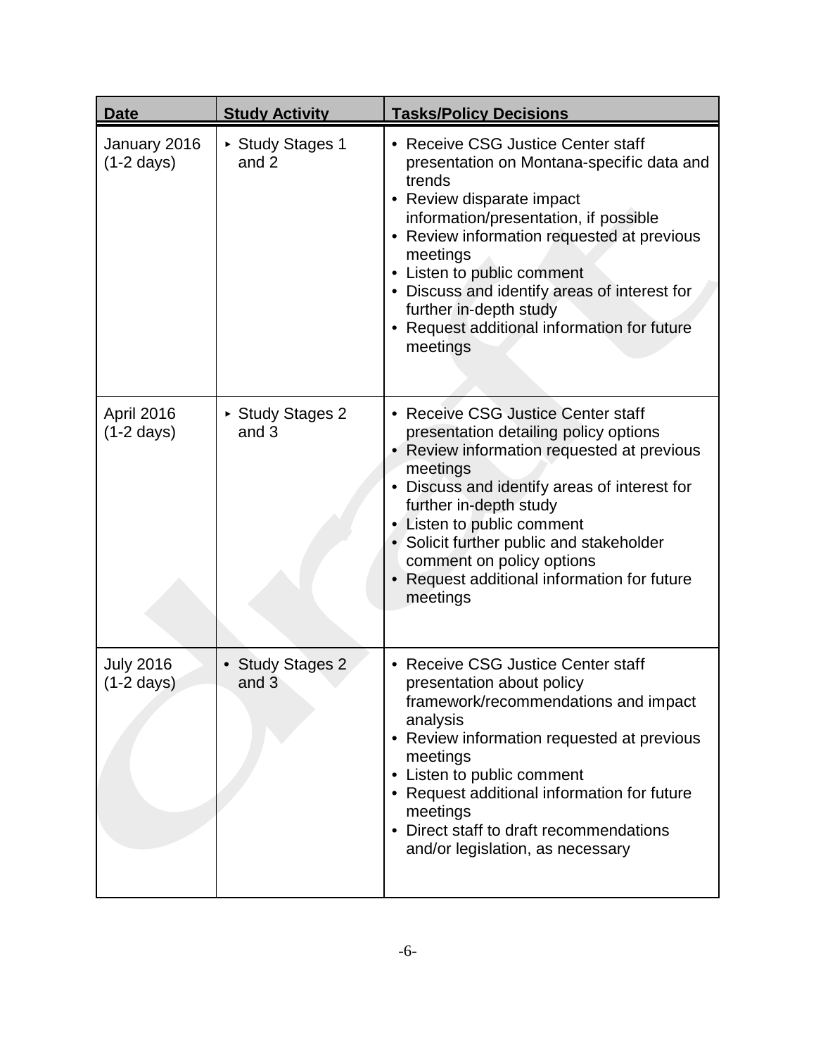| Date | Study Activity | Tasks/Policy Decisions |
| --- | --- | --- |
| January 2016 (1-2 days) | ▸ Study Stages 1 and 2 | • Receive CSG Justice Center staff presentation on Montana-specific data and trends<br>• Review disparate impact information/presentation, if possible<br>• Review information requested at previous meetings<br>• Listen to public comment<br>• Discuss and identify areas of interest for further in-depth study<br>• Request additional information for future meetings |
| April 2016 (1-2 days) | ▸ Study Stages 2 and 3 | • Receive CSG Justice Center staff presentation detailing policy options<br>• Review information requested at previous meetings<br>• Discuss and identify areas of interest for further in-depth study<br>• Listen to public comment<br>• Solicit further public and stakeholder comment on policy options<br>• Request additional information for future meetings |
| July 2016 (1-2 days) | • Study Stages 2 and 3 | • Receive CSG Justice Center staff presentation about policy framework/recommendations and impact analysis<br>• Review information requested at previous meetings<br>• Listen to public comment<br>• Request additional information for future meetings<br>• Direct staff to draft recommendations and/or legislation, as necessary |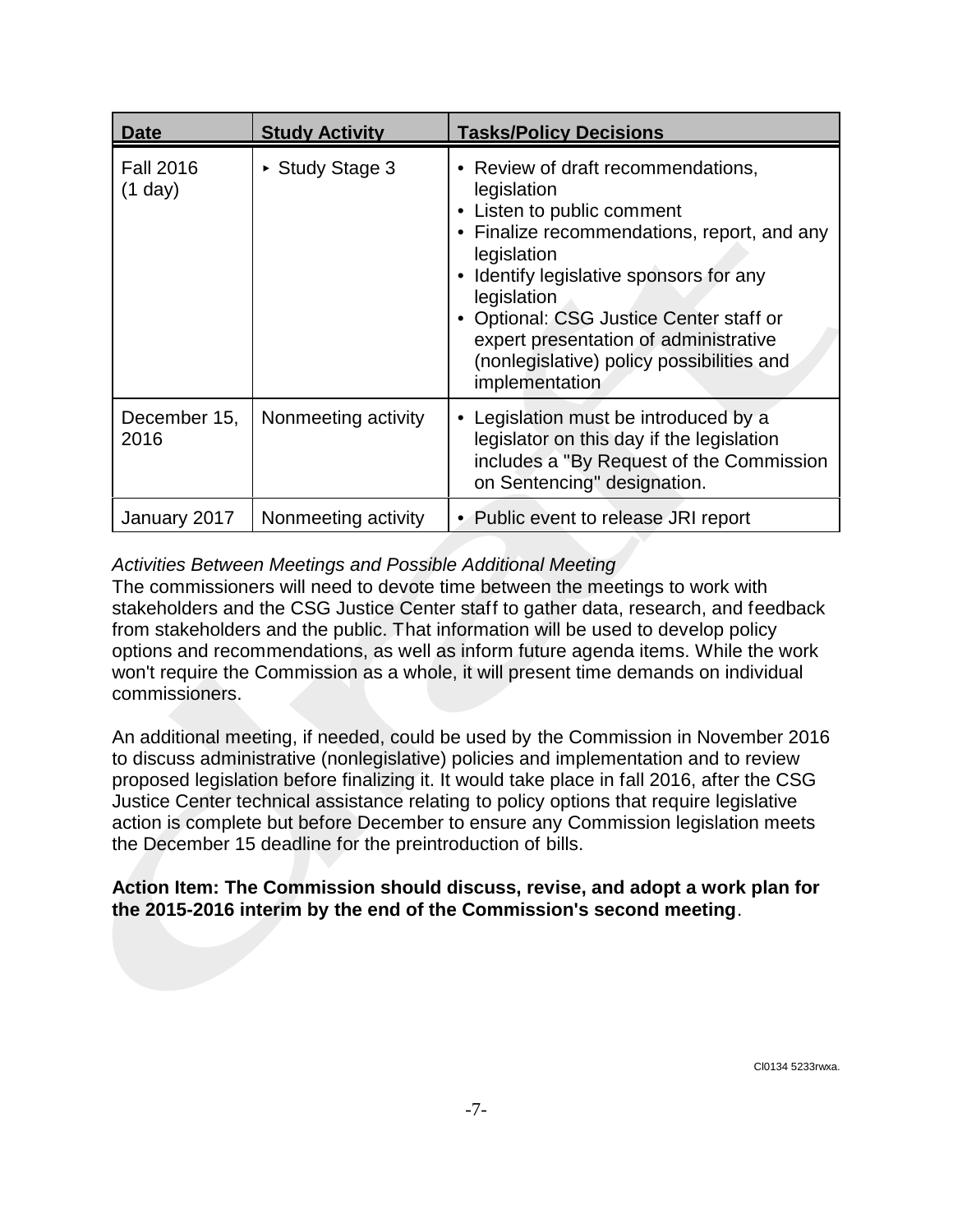| Date | Study Activity | Tasks/Policy Decisions |
|---|---|---|
| Fall 2016 (1 day) | ▸ Study Stage 3 | • Review of draft recommendations, legislation<br>• Listen to public comment<br>• Finalize recommendations, report, and any legislation<br>• Identify legislative sponsors for any legislation<br>• Optional: CSG Justice Center staff or expert presentation of administrative (nonlegislative) policy possibilities and implementation |
| December 15, 2016 | Nonmeeting activity | • Legislation must be introduced by a legislator on this day if the legislation includes a "By Request of the Commission on Sentencing" designation. |
| January 2017 | Nonmeeting activity | • Public event to release JRI report |

*Activities Between Meetings and Possible Additional Meeting*

The commissioners will need to devote time between the meetings to work with stakeholders and the CSG Justice Center staff to gather data, research, and feedback from stakeholders and the public. That information will be used to develop policy options and recommendations, as well as inform future agenda items. While the work won't require the Commission as a whole, it will present time demands on individual commissioners.

An additional meeting, if needed, could be used by the Commission in November 2016 to discuss administrative (nonlegislative) policies and implementation and to review proposed legislation before finalizing it. It would take place in fall 2016, after the CSG Justice Center technical assistance relating to policy options that require legislative action is complete but before December to ensure any Commission legislation meets the December 15 deadline for the preintroduction of bills.

**Action Item: The Commission should discuss, revise, and adopt a work plan for the 2015-2016 interim by the end of the Commission's second meeting**.

Cl0134 5233rwxa.